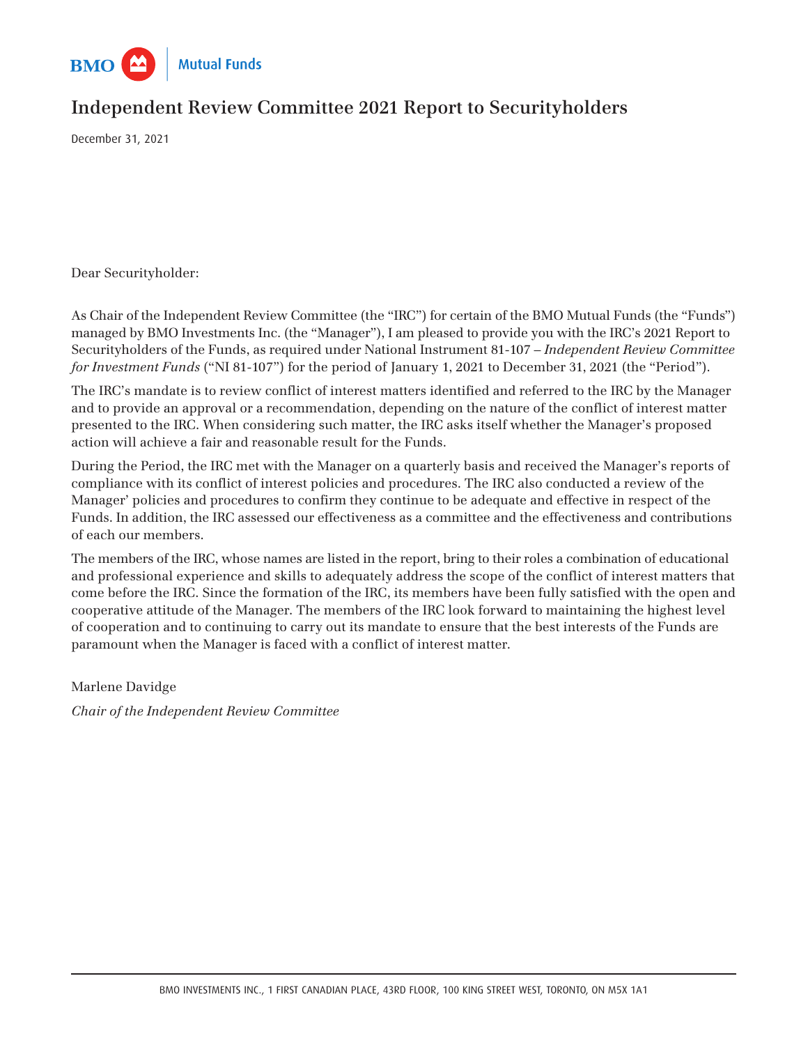BMO Mutual Funds

# Independent Review Committee 2021 Report to Securityholders

December 31, 2021

Dear Securityholder:

As Chair of the Independent Review Committee (the "IRC") for certain of the BMO Mutual Funds (the "Funds") managed by BMO Investments Inc. (the "Manager"), I am pleased to provide you with the IRC's 2021 Report to Securityholders of the Funds, as required under National Instrument 81-107 – *Independent Review Committee for Investment Funds* ("NI 81-107") for the period of January 1, 2021 to December 31, 2021 (the "Period").

The IRC's mandate is to review conflict of interest matters identified and referred to the IRC by the Manager and to provide an approval or a recommendation, depending on the nature of the conflict of interest matter presented to the IRC. When considering such matter, the IRC asks itself whether the Manager's proposed action will achieve a fair and reasonable result for the Funds.

During the Period, the IRC met with the Manager on a quarterly basis and received the Manager's reports of compliance with its conflict of interest policies and procedures. The IRC also conducted a review of the Manager' policies and procedures to confirm they continue to be adequate and effective in respect of the Funds. In addition, the IRC assessed our effectiveness as a committee and the effectiveness and contributions of each our members.

The members of the IRC, whose names are listed in the report, bring to their roles a combination of educational and professional experience and skills to adequately address the scope of the conflict of interest matters that come before the IRC. Since the formation of the IRC, its members have been fully satisfied with the open and cooperative attitude of the Manager. The members of the IRC look forward to maintaining the highest level of cooperation and to continuing to carry out its mandate to ensure that the best interests of the Funds are paramount when the Manager is faced with a conflict of interest matter.

Marlene Davidge

*Chair of the Independent Review Committee*

BMO INVESTMENTS INC., 1 FIRST CANADIAN PLACE, 43RD FLOOR, 100 KING STREET WEST, TORONTO, ON M5X 1A1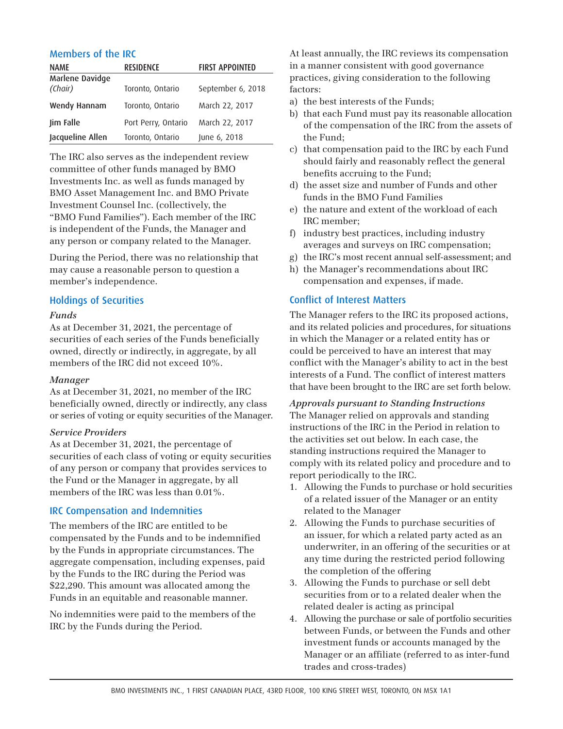## Members of the IRC

| NAME | RESIDENCE | FIRST APPOINTED |
|---|---|---|
| Marlene Davidge *(Chair)* | Toronto, Ontario | September 6, 2018 |
| Wendy Hannam | Toronto, Ontario | March 22, 2017 |
| Jim Falle | Port Perry, Ontario | March 22, 2017 |
| Jacqueline Allen | Toronto, Ontario | June 6, 2018 |

The IRC also serves as the independent review committee of other funds managed by BMO Investments Inc. as well as funds managed by BMO Asset Management Inc. and BMO Private Investment Counsel Inc. (collectively, the "BMO Fund Families"). Each member of the IRC is independent of the Funds, the Manager and any person or company related to the Manager.

During the Period, there was no relationship that may cause a reasonable person to question a member's independence.

## Holdings of Securities

***Funds***

As at December 31, 2021, the percentage of securities of each series of the Funds beneficially owned, directly or indirectly, in aggregate, by all members of the IRC did not exceed 10%.

***Manager***

As at December 31, 2021, no member of the IRC beneficially owned, directly or indirectly, any class or series of voting or equity securities of the Manager.

***Service Providers***

As at December 31, 2021, the percentage of securities of each class of voting or equity securities of any person or company that provides services to the Fund or the Manager in aggregate, by all members of the IRC was less than 0.01%.

## IRC Compensation and Indemnities

The members of the IRC are entitled to be compensated by the Funds and to be indemnified by the Funds in appropriate circumstances. The aggregate compensation, including expenses, paid by the Funds to the IRC during the Period was $22,290. This amount was allocated among the Funds in an equitable and reasonable manner.

No indemnities were paid to the members of the IRC by the Funds during the Period.

At least annually, the IRC reviews its compensation in a manner consistent with good governance practices, giving consideration to the following factors:

a) the best interests of the Funds;
b) that each Fund must pay its reasonable allocation of the compensation of the IRC from the assets of the Fund;
c) that compensation paid to the IRC by each Fund should fairly and reasonably reflect the general benefits accruing to the Fund;
d) the asset size and number of Funds and other funds in the BMO Fund Families
e) the nature and extent of the workload of each IRC member;
f) industry best practices, including industry averages and surveys on IRC compensation;
g) the IRC's most recent annual self-assessment; and
h) the Manager's recommendations about IRC compensation and expenses, if made.

## Conflict of Interest Matters

The Manager refers to the IRC its proposed actions, and its related policies and procedures, for situations in which the Manager or a related entity has or could be perceived to have an interest that may conflict with the Manager's ability to act in the best interests of a Fund. The conflict of interest matters that have been brought to the IRC are set forth below.

***Approvals pursuant to Standing Instructions***

The Manager relied on approvals and standing instructions of the IRC in the Period in relation to the activities set out below. In each case, the standing instructions required the Manager to comply with its related policy and procedure and to report periodically to the IRC.

1. Allowing the Funds to purchase or hold securities of a related issuer of the Manager or an entity related to the Manager
2. Allowing the Funds to purchase securities of an issuer, for which a related party acted as an underwriter, in an offering of the securities or at any time during the restricted period following the completion of the offering
3. Allowing the Funds to purchase or sell debt securities from or to a related dealer when the related dealer is acting as principal
4. Allowing the purchase or sale of portfolio securities between Funds, or between the Funds and other investment funds or accounts managed by the Manager or an affiliate (referred to as inter-fund trades and cross-trades)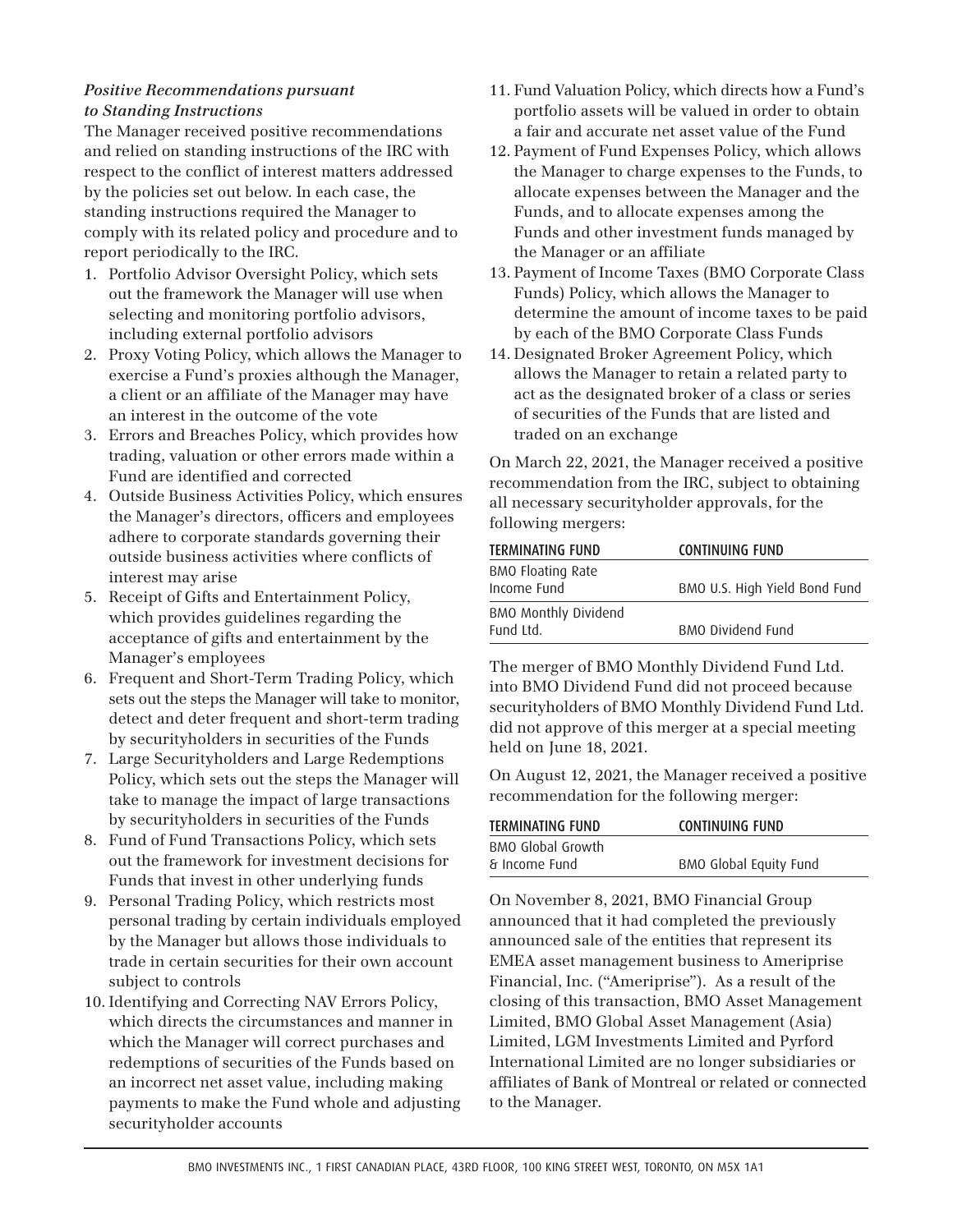***Positive Recommendations pursuant to Standing Instructions***

The Manager received positive recommendations and relied on standing instructions of the IRC with respect to the conflict of interest matters addressed by the policies set out below. In each case, the standing instructions required the Manager to comply with its related policy and procedure and to report periodically to the IRC.

1. Portfolio Advisor Oversight Policy, which sets out the framework the Manager will use when selecting and monitoring portfolio advisors, including external portfolio advisors
2. Proxy Voting Policy, which allows the Manager to exercise a Fund's proxies although the Manager, a client or an affiliate of the Manager may have an interest in the outcome of the vote
3. Errors and Breaches Policy, which provides how trading, valuation or other errors made within a Fund are identified and corrected
4. Outside Business Activities Policy, which ensures the Manager's directors, officers and employees adhere to corporate standards governing their outside business activities where conflicts of interest may arise
5. Receipt of Gifts and Entertainment Policy, which provides guidelines regarding the acceptance of gifts and entertainment by the Manager's employees
6. Frequent and Short-Term Trading Policy, which sets out the steps the Manager will take to monitor, detect and deter frequent and short-term trading by securityholders in securities of the Funds
7. Large Securityholders and Large Redemptions Policy, which sets out the steps the Manager will take to manage the impact of large transactions by securityholders in securities of the Funds
8. Fund of Fund Transactions Policy, which sets out the framework for investment decisions for Funds that invest in other underlying funds
9. Personal Trading Policy, which restricts most personal trading by certain individuals employed by the Manager but allows those individuals to trade in certain securities for their own account subject to controls
10. Identifying and Correcting NAV Errors Policy, which directs the circumstances and manner in which the Manager will correct purchases and redemptions of securities of the Funds based on an incorrect net asset value, including making payments to make the Fund whole and adjusting securityholder accounts
11. Fund Valuation Policy, which directs how a Fund's portfolio assets will be valued in order to obtain a fair and accurate net asset value of the Fund
12. Payment of Fund Expenses Policy, which allows the Manager to charge expenses to the Funds, to allocate expenses between the Manager and the Funds, and to allocate expenses among the Funds and other investment funds managed by the Manager or an affiliate
13. Payment of Income Taxes (BMO Corporate Class Funds) Policy, which allows the Manager to determine the amount of income taxes to be paid by each of the BMO Corporate Class Funds
14. Designated Broker Agreement Policy, which allows the Manager to retain a related party to act as the designated broker of a class or series of securities of the Funds that are listed and traded on an exchange

On March 22, 2021, the Manager received a positive recommendation from the IRC, subject to obtaining all necessary securityholder approvals, for the following mergers:

| TERMINATING FUND | CONTINUING FUND |
|---|---|
| BMO Floating Rate Income Fund | BMO U.S. High Yield Bond Fund |
| BMO Monthly Dividend Fund Ltd. | BMO Dividend Fund |

The merger of BMO Monthly Dividend Fund Ltd. into BMO Dividend Fund did not proceed because securityholders of BMO Monthly Dividend Fund Ltd. did not approve of this merger at a special meeting held on June 18, 2021.

On August 12, 2021, the Manager received a positive recommendation for the following merger:

| TERMINATING FUND | CONTINUING FUND |
|---|---|
| BMO Global Growth & Income Fund | BMO Global Equity Fund |

On November 8, 2021, BMO Financial Group announced that it had completed the previously announced sale of the entities that represent its EMEA asset management business to Ameriprise Financial, Inc. ("Ameriprise"). As a result of the closing of this transaction, BMO Asset Management Limited, BMO Global Asset Management (Asia) Limited, LGM Investments Limited and Pyrford International Limited are no longer subsidiaries or affiliates of Bank of Montreal or related or connected to the Manager.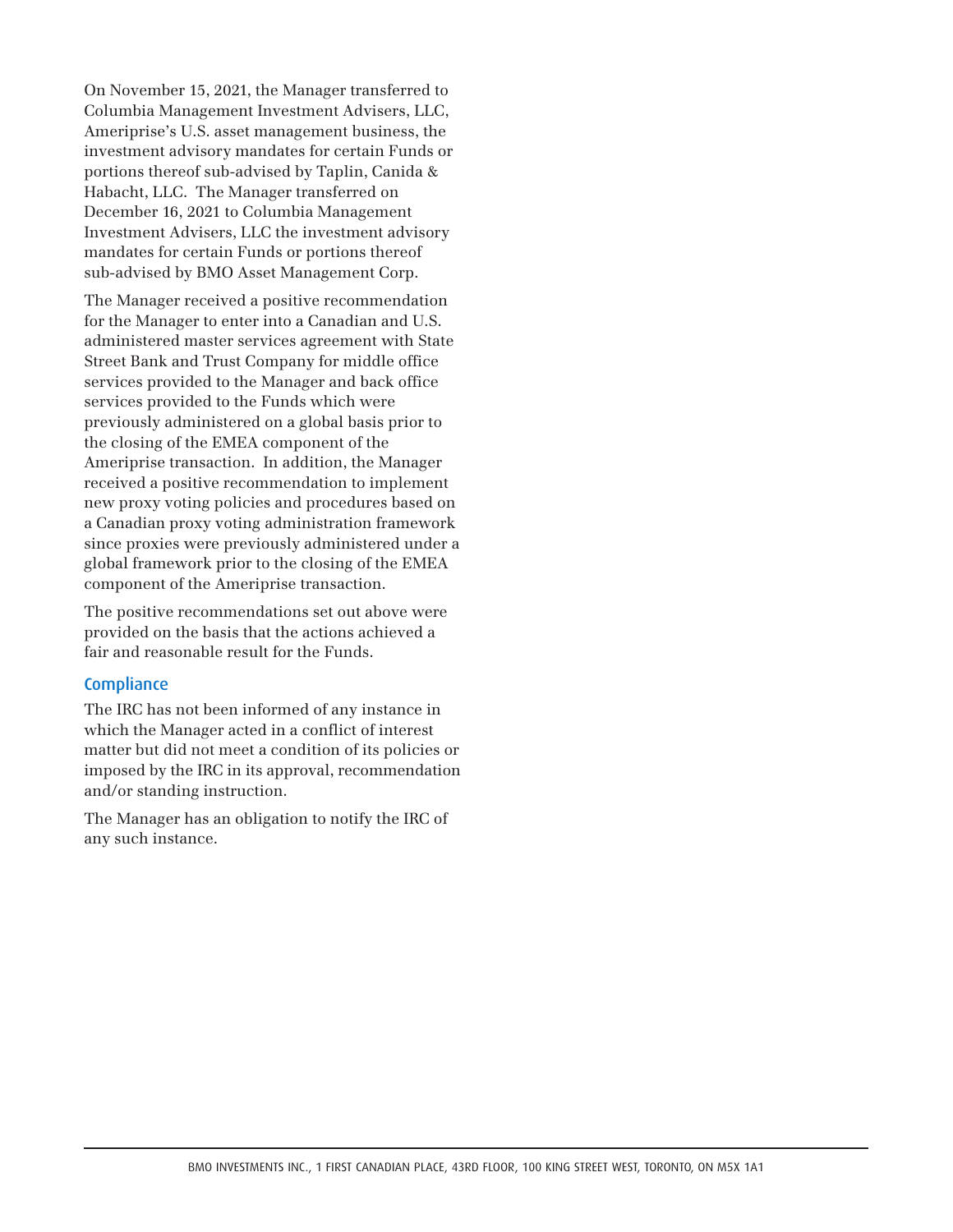On November 15, 2021, the Manager transferred to Columbia Management Investment Advisers, LLC, Ameriprise's U.S. asset management business, the investment advisory mandates for certain Funds or portions thereof sub-advised by Taplin, Canida & Habacht, LLC. The Manager transferred on December 16, 2021 to Columbia Management Investment Advisers, LLC the investment advisory mandates for certain Funds or portions thereof sub-advised by BMO Asset Management Corp.

The Manager received a positive recommendation for the Manager to enter into a Canadian and U.S. administered master services agreement with State Street Bank and Trust Company for middle office services provided to the Manager and back office services provided to the Funds which were previously administered on a global basis prior to the closing of the EMEA component of the Ameriprise transaction. In addition, the Manager received a positive recommendation to implement new proxy voting policies and procedures based on a Canadian proxy voting administration framework since proxies were previously administered under a global framework prior to the closing of the EMEA component of the Ameriprise transaction.

The positive recommendations set out above were provided on the basis that the actions achieved a fair and reasonable result for the Funds.

## Compliance

The IRC has not been informed of any instance in which the Manager acted in a conflict of interest matter but did not meet a condition of its policies or imposed by the IRC in its approval, recommendation and/or standing instruction.

The Manager has an obligation to notify the IRC of any such instance.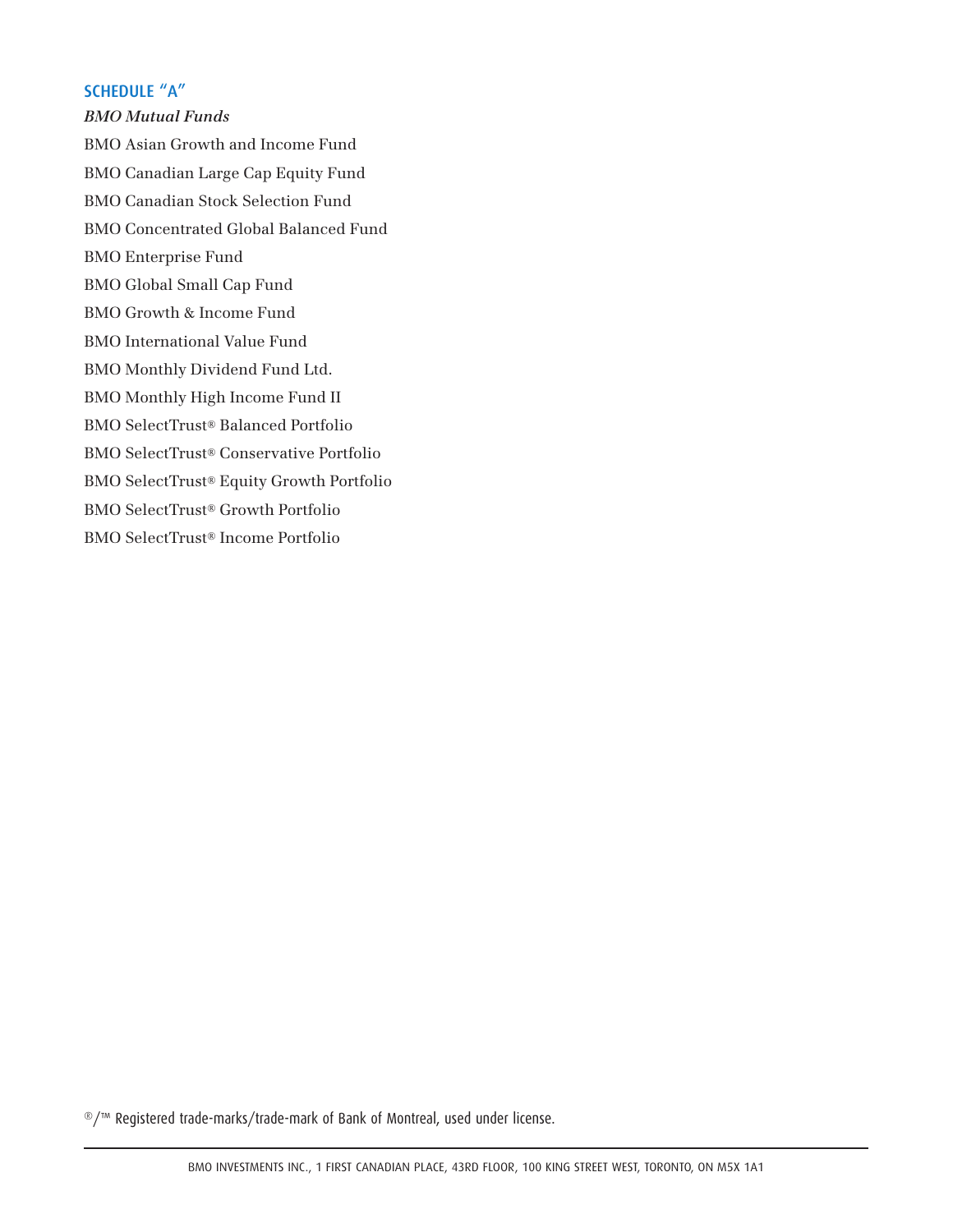## SCHEDULE "A"

*BMO Mutual Funds*

BMO Asian Growth and Income Fund

BMO Canadian Large Cap Equity Fund

BMO Canadian Stock Selection Fund

BMO Concentrated Global Balanced Fund

BMO Enterprise Fund

BMO Global Small Cap Fund

BMO Growth & Income Fund

BMO International Value Fund

BMO Monthly Dividend Fund Ltd.

BMO Monthly High Income Fund II

BMO SelectTrust® Balanced Portfolio

BMO SelectTrust® Conservative Portfolio

BMO SelectTrust® Equity Growth Portfolio

BMO SelectTrust® Growth Portfolio

BMO SelectTrust® Income Portfolio

®/™ Registered trade-marks/trade-mark of Bank of Montreal, used under license.

BMO INVESTMENTS INC., 1 FIRST CANADIAN PLACE, 43RD FLOOR, 100 KING STREET WEST, TORONTO, ON M5X 1A1